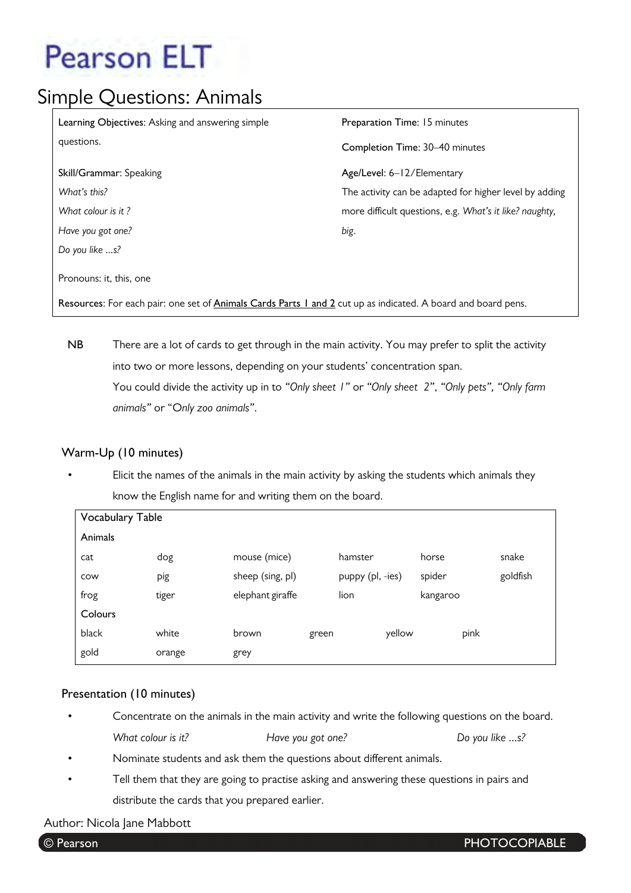# Pearson ELT

## Simple Questions: Animals

| | |
|---|---|
| **Learning Objectives**: Asking and answering simple questions. | **Preparation Time**: 15 minutes |
| | **Completion Time**: 30–40 minutes |
| **Skill/Grammar**: Speaking<br>*What's this?*<br>*What colour is it ?*<br>*Have you got one?*<br>*Do you like …s?*<br><br>Pronouns: it, this, one | **Age/Level**: 6–12/Elementary<br>The activity can be adapted for higher level by adding more difficult questions, e.g. *What's it like? naughty, big*. |
| **Resources**: For each pair: one set of Animals Cards Parts 1 and 2 cut up as indicated. A board and board pens. | |

**NB** There are a lot of cards to get through in the main activity. You may prefer to split the activity into two or more lessons, depending on your students' concentration span.
You could divide the activity up in to *"Only sheet 1"* or *"Only sheet 2"*, *"Only pets"*, *"Only farm animals"* or "*Only zoo animals"*.

### Warm-Up (10 minutes)

- Elicit the names of the animals in the main activity by asking the students which animals they know the English name for and writing them on the board.

| Vocabulary Table | | | | | |
|---|---|---|---|---|---|
| **Animals** | | | | | |
| cat | dog | mouse (mice) | hamster | horse | snake |
| cow | pig | sheep (sing, pl) | puppy (pl, -ies) | spider | goldfish |
| frog | tiger | elephant giraffe | lion | kangaroo | |
| **Colours** | | | | | |
| black | white | brown | green | yellow | pink |
| gold | orange | grey | | | |

### Presentation (10 minutes)

- Concentrate on the animals in the main activity and write the following questions on the board.
  *What colour is it?* *Have you got one?* *Do you like …s?*
- Nominate students and ask them the questions about different animals.
- Tell them that they are going to practise asking and answering these questions in pairs and distribute the cards that you prepared earlier.

Author: Nicola Jane Mabbott

© Pearson PHOTOCOPIABLE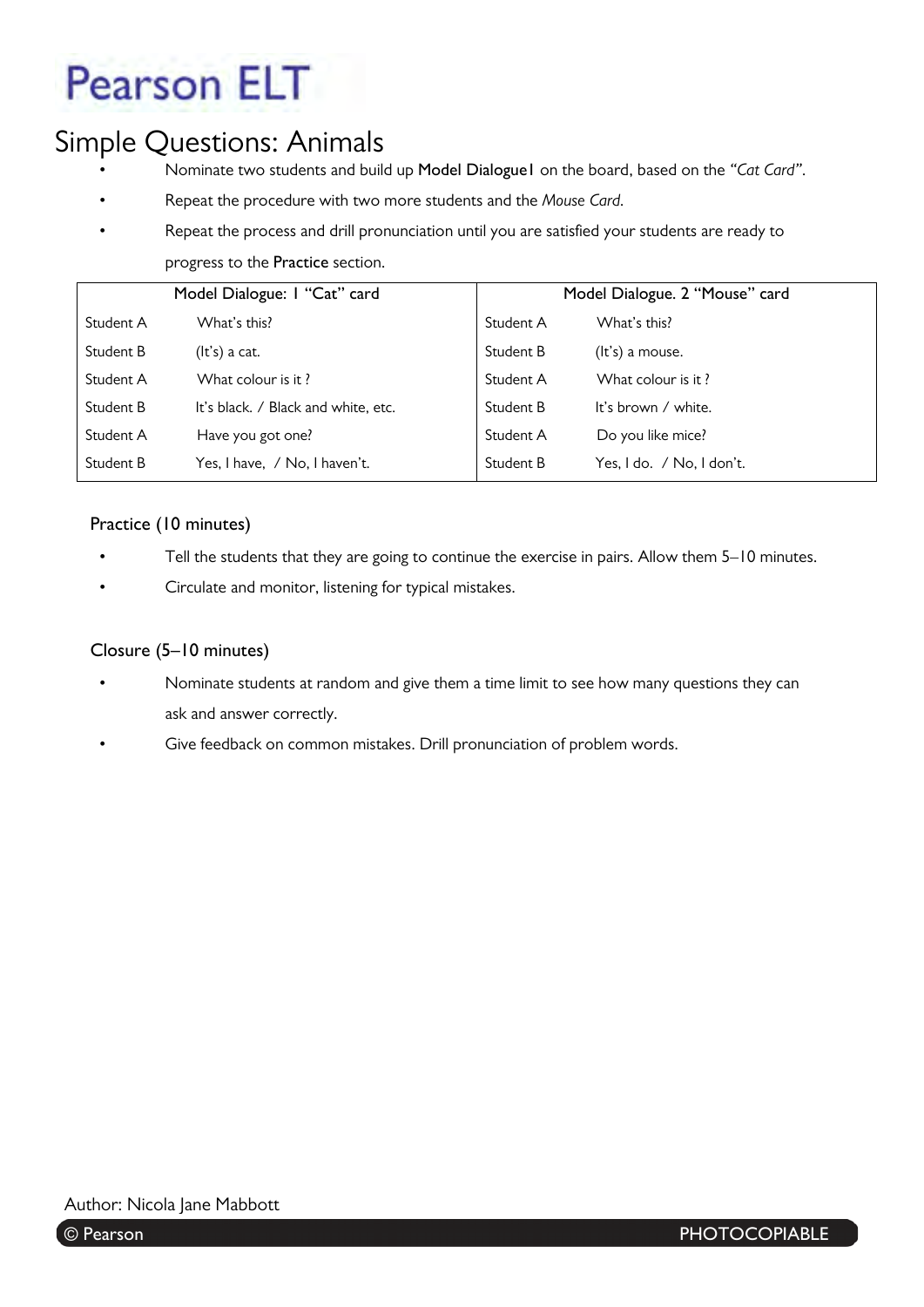# Simple Questions: Animals

- Nominate two students and build up Model Dialogue1 on the board, based on the *"Cat Card"*.
- Repeat the procedure with two more students and the *Mouse Card*.
- Repeat the process and drill pronunciation until you are satisfied your students are ready to progress to the Practice section.

| Model Dialogue: 1 "Cat" card | | Model Dialogue. 2 "Mouse" card | |
|---|---|---|---|
| Student A | What's this? | Student A | What's this? |
| Student B | (It's) a cat. | Student B | (It's) a mouse. |
| Student A | What colour is it ? | Student A | What colour is it ? |
| Student B | It's black. / Black and white, etc. | Student B | It's brown / white. |
| Student A | Have you got one? | Student A | Do you like mice? |
| Student B | Yes, I have, / No, I haven't. | Student B | Yes, I do. / No, I don't. |

## Practice (10 minutes)

- Tell the students that they are going to continue the exercise in pairs. Allow them 5–10 minutes.
- Circulate and monitor, listening for typical mistakes.

## Closure (5–10 minutes)

- Nominate students at random and give them a time limit to see how many questions they can ask and answer correctly.
- Give feedback on common mistakes. Drill pronunciation of problem words.

Author: Nicola Jane Mabbott

© Pearson PHOTOCOPIABLE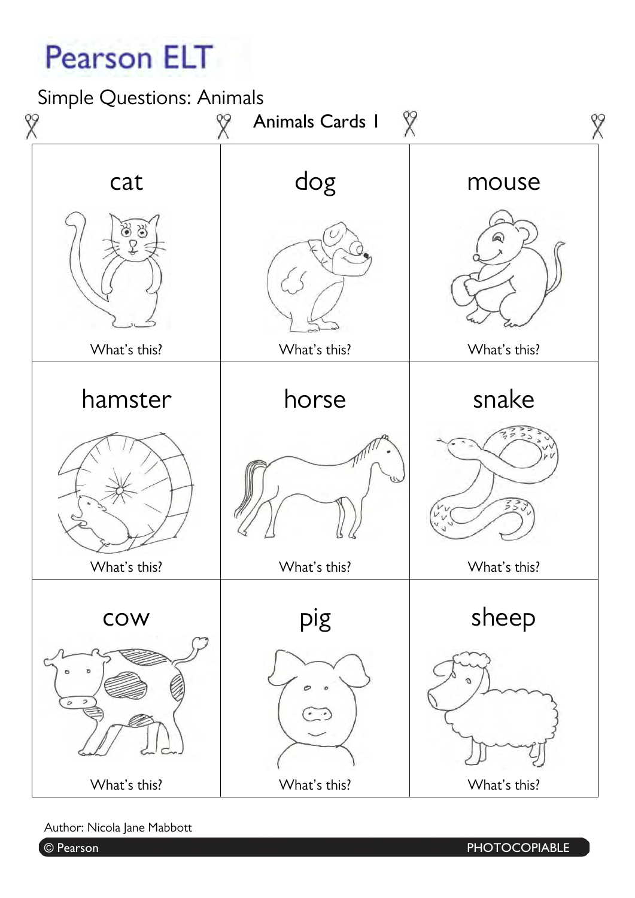Pearson ELT

Simple Questions: Animals

## Animals Cards 1

| cat | dog | mouse |
| --- | --- | --- |
| What's this? | What's this? | What's this? |
| **hamster** | **horse** | **snake** |
| What's this? | What's this? | What's this? |
| **cow** | **pig** | **sheep** |
| What's this? | What's this? | What's this? |

Author: Nicola Jane Mabbott

© Pearson PHOTOCOPIABLE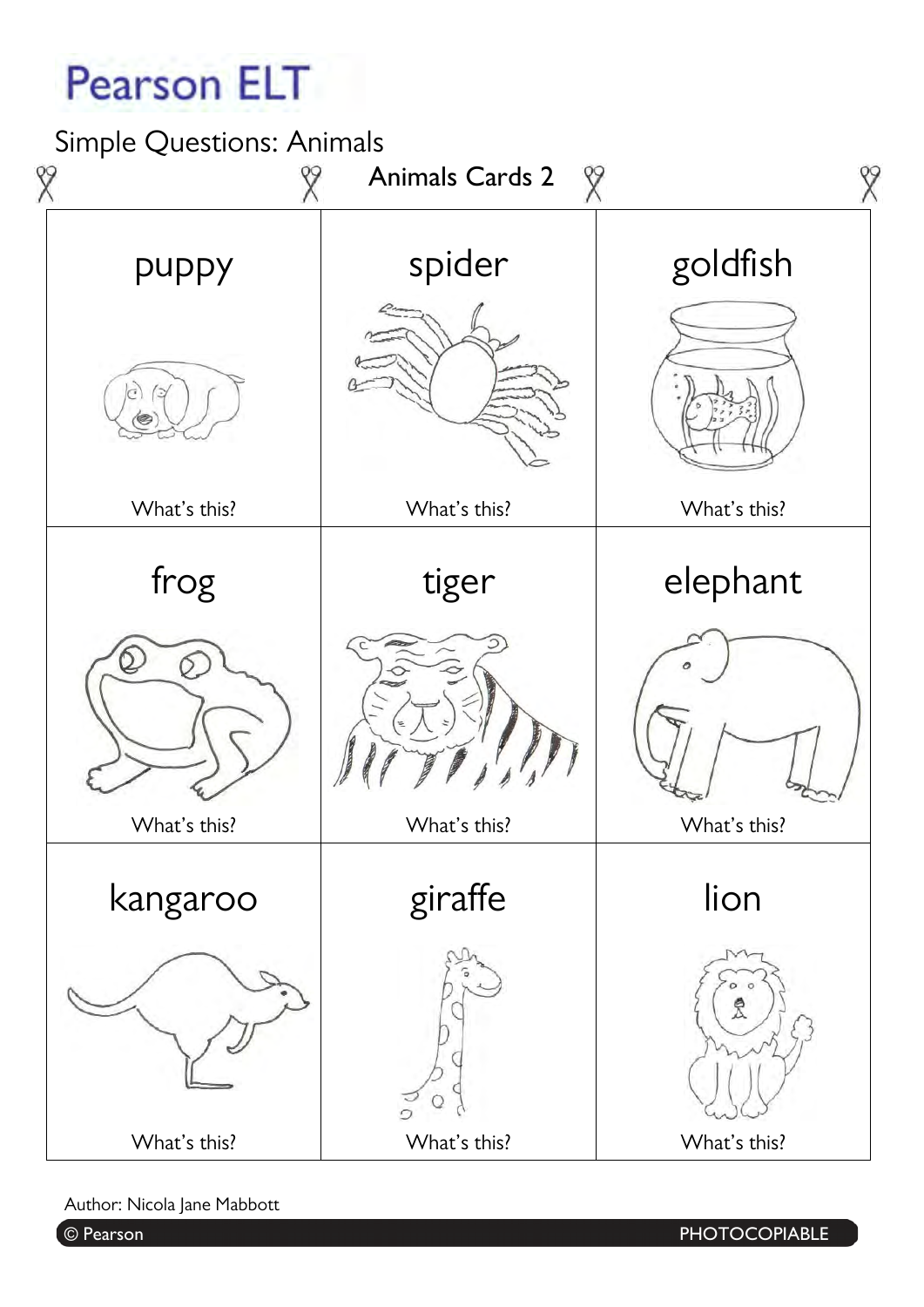# Pearson ELT

## Simple Questions: Animals

### Animals Cards 2

| | | |
|---|---|---|
| puppy<br><br>What's this? | spider<br><br>What's this? | goldfish<br><br>What's this? |
| frog<br><br>What's this? | tiger<br><br>What's this? | elephant<br><br>What's this? |
| kangaroo<br><br>What's this? | giraffe<br><br>What's this? | lion<br><br>What's this? |

Author: Nicola Jane Mabbott

© Pearson PHOTOCOPIABLE